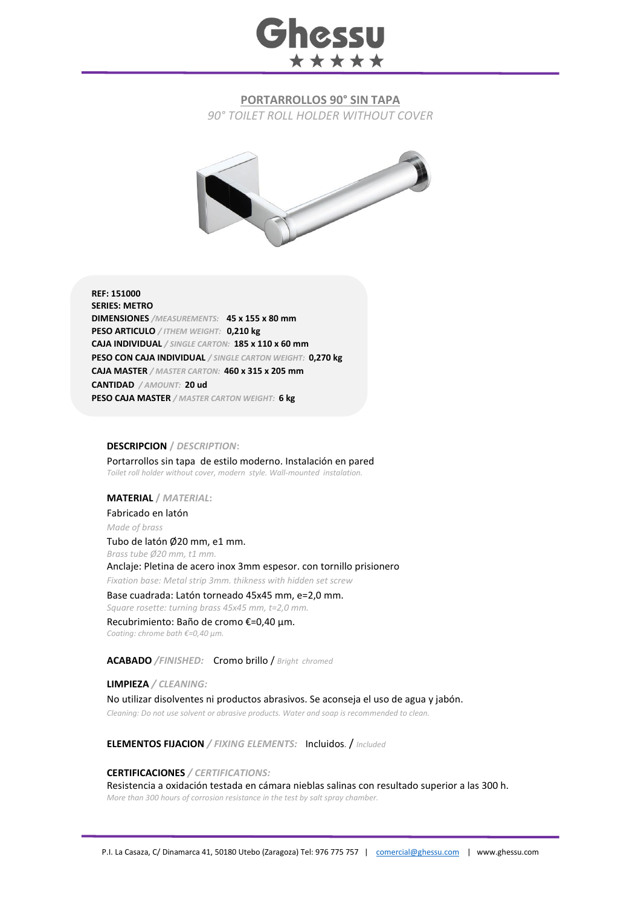# Ghessu

## PORTARROLLOS 90° SIN TAPA

*90° TOILET ROLL HOLDER WITHOUT COVER*

**REF: 151000**
**SERIES: METRO**
**DIMENSIONES** */MEASUREMENTS:* **45 x 155 x 80 mm**
**PESO ARTICULO** */ ITHEM WEIGHT:* **0,210 kg**
**CAJA INDIVIDUAL** */ SINGLE CARTON:* **185 x 110 x 60 mm**
**PESO CON CAJA INDIVIDUAL** */ SINGLE CARTON WEIGHT:* **0,270 kg**
**CAJA MASTER** */ MASTER CARTON:* **460 x 315 x 205 mm**
**CANTIDAD** */ AMOUNT:* **20 ud**
**PESO CAJA MASTER** */ MASTER CARTON WEIGHT:* **6 kg**

**DESCRIPCION** / *DESCRIPTION*:

Portarrollos sin tapa de estilo moderno. Instalación en pared
*Toilet roll holder without cover, modern style. Wall-mounted instalation.*

**MATERIAL** / *MATERIAL*:

Fabricado en latón
*Made of brass*

Tubo de latón Ø20 mm, e1 mm.
*Brass tube Ø20 mm, t1 mm.*

Anclaje: Pletina de acero inox 3mm espesor. con tornillo prisionero
*Fixation base: Metal strip 3mm. thikness with hidden set screw*

Base cuadrada: Latón torneado 45x45 mm, e=2,0 mm.
*Square rosette: turning brass 45x45 mm, t=2,0 mm.*

Recubrimiento: Baño de cromo €=0,40 µm.
*Coating: chrome bath €=0,40 µm.*

**ACABADO** */FINISHED:* Cromo brillo / *Bright chromed*

**LIMPIEZA** */ CLEANING:*

No utilizar disolventes ni productos abrasivos. Se aconseja el uso de agua y jabón.
*Cleaning: Do not use solvent or abrasive products. Water and soap is recommended to clean.*

**ELEMENTOS FIJACION** */ FIXING ELEMENTS:* Incluidos. / *Included*

**CERTIFICACIONES** */ CERTIFICATIONS:*

Resistencia a oxidación testada en cámara nieblas salinas con resultado superior a las 300 h.
*More than 300 hours of corrosion resistance in the test by salt spray chamber.*

P.I. La Casaza, C/ Dinamarca 41, 50180 Utebo (Zaragoza) Tel: 976 775 757 | comercial@ghessu.com | www.ghessu.com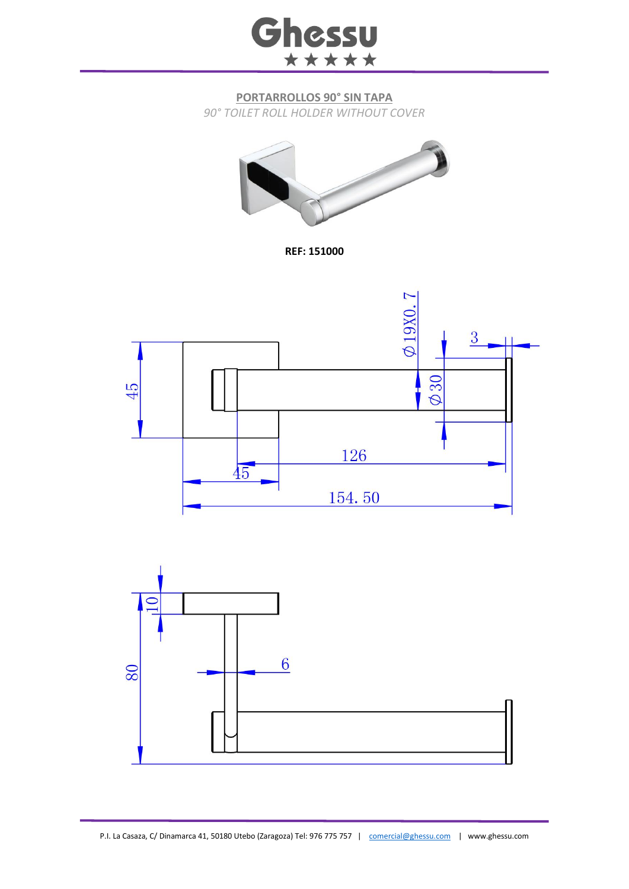## PORTARROLLOS 90° SIN TAPA

*90° TOILET ROLL HOLDER WITHOUT COVER*

**REF: 151000**

Ø19X0.7
3
45
Ø30
126
45
154.50

10
80
6